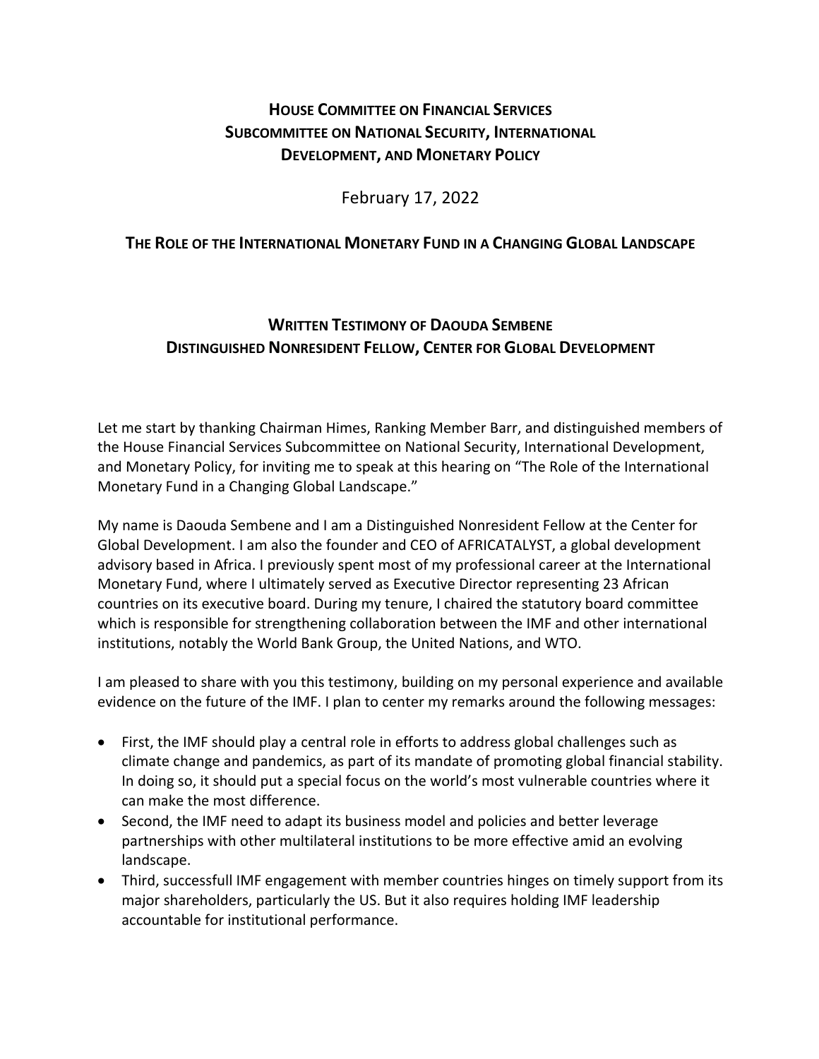# House Committee on Financial Services
# Subcommittee on National Security, International Development, and Monetary Policy

February 17, 2022

## The Role of the International Monetary Fund in a Changing Global Landscape

## Written Testimony of Daouda Sembene
## Distinguished Nonresident Fellow, Center for Global Development

Let me start by thanking Chairman Himes, Ranking Member Barr, and distinguished members of the House Financial Services Subcommittee on National Security, International Development, and Monetary Policy, for inviting me to speak at this hearing on "The Role of the International Monetary Fund in a Changing Global Landscape."

My name is Daouda Sembene and I am a Distinguished Nonresident Fellow at the Center for Global Development. I am also the founder and CEO of AFRICATALYST, a global development advisory based in Africa. I previously spent most of my professional career at the International Monetary Fund, where I ultimately served as Executive Director representing 23 African countries on its executive board. During my tenure, I chaired the statutory board committee which is responsible for strengthening collaboration between the IMF and other international institutions, notably the World Bank Group, the United Nations, and WTO.

I am pleased to share with you this testimony, building on my personal experience and available evidence on the future of the IMF. I plan to center my remarks around the following messages:

- First, the IMF should play a central role in efforts to address global challenges such as climate change and pandemics, as part of its mandate of promoting global financial stability. In doing so, it should put a special focus on the world's most vulnerable countries where it can make the most difference.
- Second, the IMF need to adapt its business model and policies and better leverage partnerships with other multilateral institutions to be more effective amid an evolving landscape.
- Third, successfull IMF engagement with member countries hinges on timely support from its major shareholders, particularly the US. But it also requires holding IMF leadership accountable for institutional performance.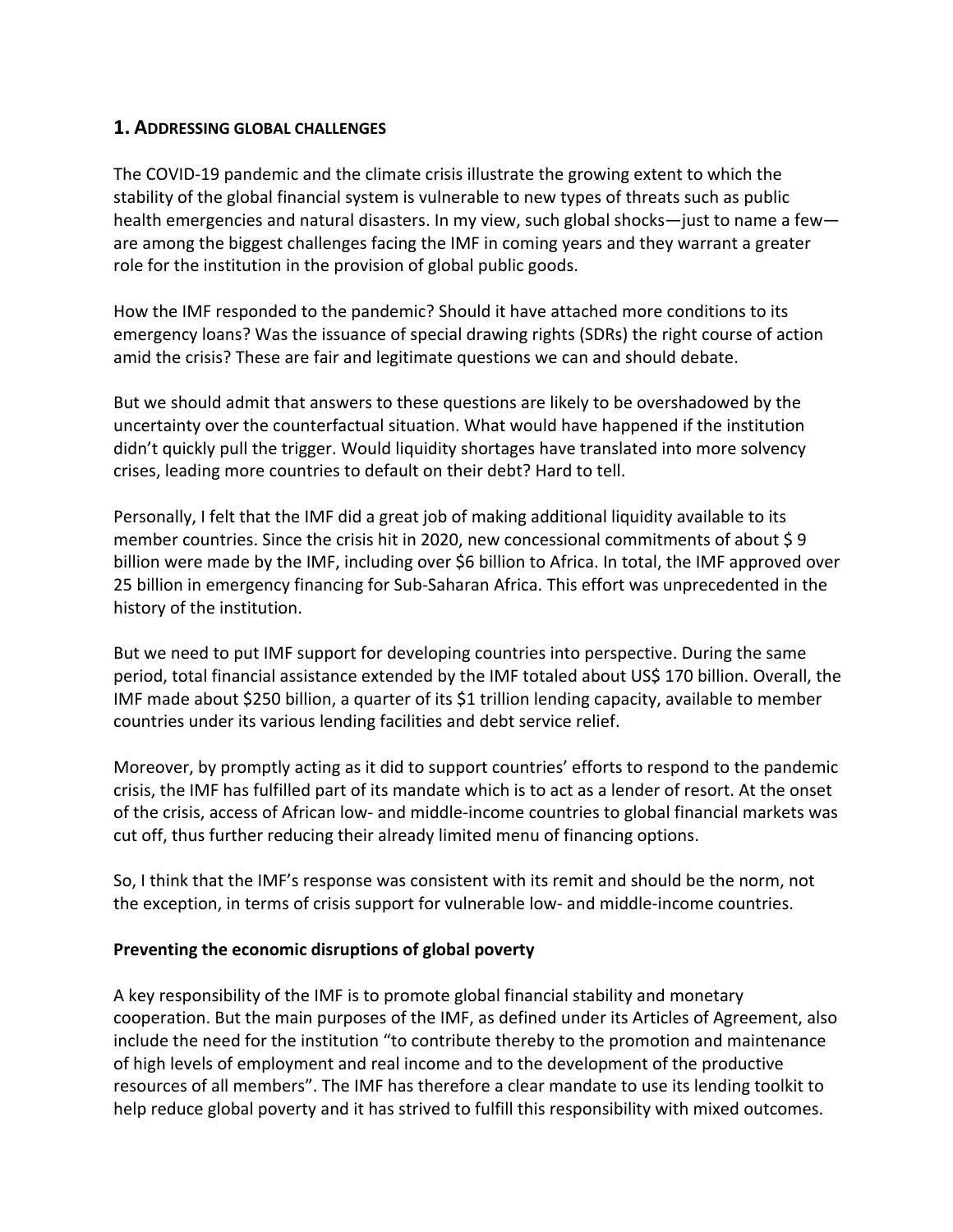## 1. ADDRESSING GLOBAL CHALLENGES

The COVID-19 pandemic and the climate crisis illustrate the growing extent to which the stability of the global financial system is vulnerable to new types of threats such as public health emergencies and natural disasters. In my view, such global shocks—just to name a few—are among the biggest challenges facing the IMF in coming years and they warrant a greater role for the institution in the provision of global public goods.

How the IMF responded to the pandemic? Should it have attached more conditions to its emergency loans? Was the issuance of special drawing rights (SDRs) the right course of action amid the crisis? These are fair and legitimate questions we can and should debate.

But we should admit that answers to these questions are likely to be overshadowed by the uncertainty over the counterfactual situation. What would have happened if the institution didn't quickly pull the trigger. Would liquidity shortages have translated into more solvency crises, leading more countries to default on their debt? Hard to tell.

Personally, I felt that the IMF did a great job of making additional liquidity available to its member countries. Since the crisis hit in 2020, new concessional commitments of about $ 9 billion were made by the IMF, including over $6 billion to Africa. In total, the IMF approved over 25 billion in emergency financing for Sub-Saharan Africa. This effort was unprecedented in the history of the institution.

But we need to put IMF support for developing countries into perspective. During the same period, total financial assistance extended by the IMF totaled about US$ 170 billion. Overall, the IMF made about $250 billion, a quarter of its $1 trillion lending capacity, available to member countries under its various lending facilities and debt service relief.

Moreover, by promptly acting as it did to support countries' efforts to respond to the pandemic crisis, the IMF has fulfilled part of its mandate which is to act as a lender of resort. At the onset of the crisis, access of African low- and middle-income countries to global financial markets was cut off, thus further reducing their already limited menu of financing options.

So, I think that the IMF's response was consistent with its remit and should be the norm, not the exception, in terms of crisis support for vulnerable low- and middle-income countries.

### Preventing the economic disruptions of global poverty

A key responsibility of the IMF is to promote global financial stability and monetary cooperation. But the main purposes of the IMF, as defined under its Articles of Agreement, also include the need for the institution "to contribute thereby to the promotion and maintenance of high levels of employment and real income and to the development of the productive resources of all members". The IMF has therefore a clear mandate to use its lending toolkit to help reduce global poverty and it has strived to fulfill this responsibility with mixed outcomes.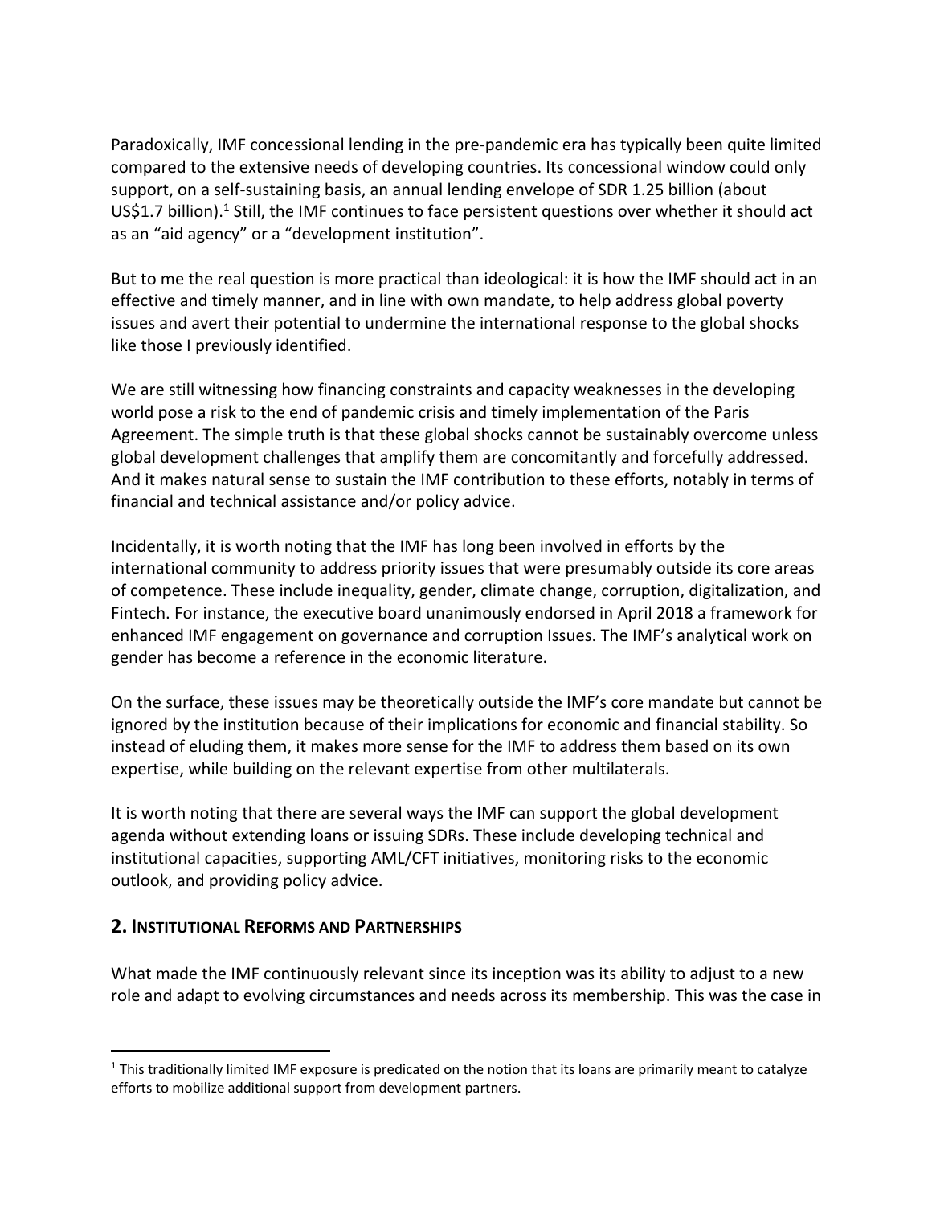Paradoxically, IMF concessional lending in the pre-pandemic era has typically been quite limited compared to the extensive needs of developing countries. Its concessional window could only support, on a self-sustaining basis, an annual lending envelope of SDR 1.25 billion (about US$1.7 billion).[1] Still, the IMF continues to face persistent questions over whether it should act as an "aid agency" or a "development institution".

But to me the real question is more practical than ideological: it is how the IMF should act in an effective and timely manner, and in line with own mandate, to help address global poverty issues and avert their potential to undermine the international response to the global shocks like those I previously identified.

We are still witnessing how financing constraints and capacity weaknesses in the developing world pose a risk to the end of pandemic crisis and timely implementation of the Paris Agreement. The simple truth is that these global shocks cannot be sustainably overcome unless global development challenges that amplify them are concomitantly and forcefully addressed. And it makes natural sense to sustain the IMF contribution to these efforts, notably in terms of financial and technical assistance and/or policy advice.

Incidentally, it is worth noting that the IMF has long been involved in efforts by the international community to address priority issues that were presumably outside its core areas of competence. These include inequality, gender, climate change, corruption, digitalization, and Fintech. For instance, the executive board unanimously endorsed in April 2018 a framework for enhanced IMF engagement on governance and corruption Issues. The IMF's analytical work on gender has become a reference in the economic literature.

On the surface, these issues may be theoretically outside the IMF's core mandate but cannot be ignored by the institution because of their implications for economic and financial stability. So instead of eluding them, it makes more sense for the IMF to address them based on its own expertise, while building on the relevant expertise from other multilaterals.

It is worth noting that there are several ways the IMF can support the global development agenda without extending loans or issuing SDRs. These include developing technical and institutional capacities, supporting AML/CFT initiatives, monitoring risks to the economic outlook, and providing policy advice.

## 2. Institutional Reforms and Partnerships

What made the IMF continuously relevant since its inception was its ability to adjust to a new role and adapt to evolving circumstances and needs across its membership. This was the case in

[1] This traditionally limited IMF exposure is predicated on the notion that its loans are primarily meant to catalyze efforts to mobilize additional support from development partners.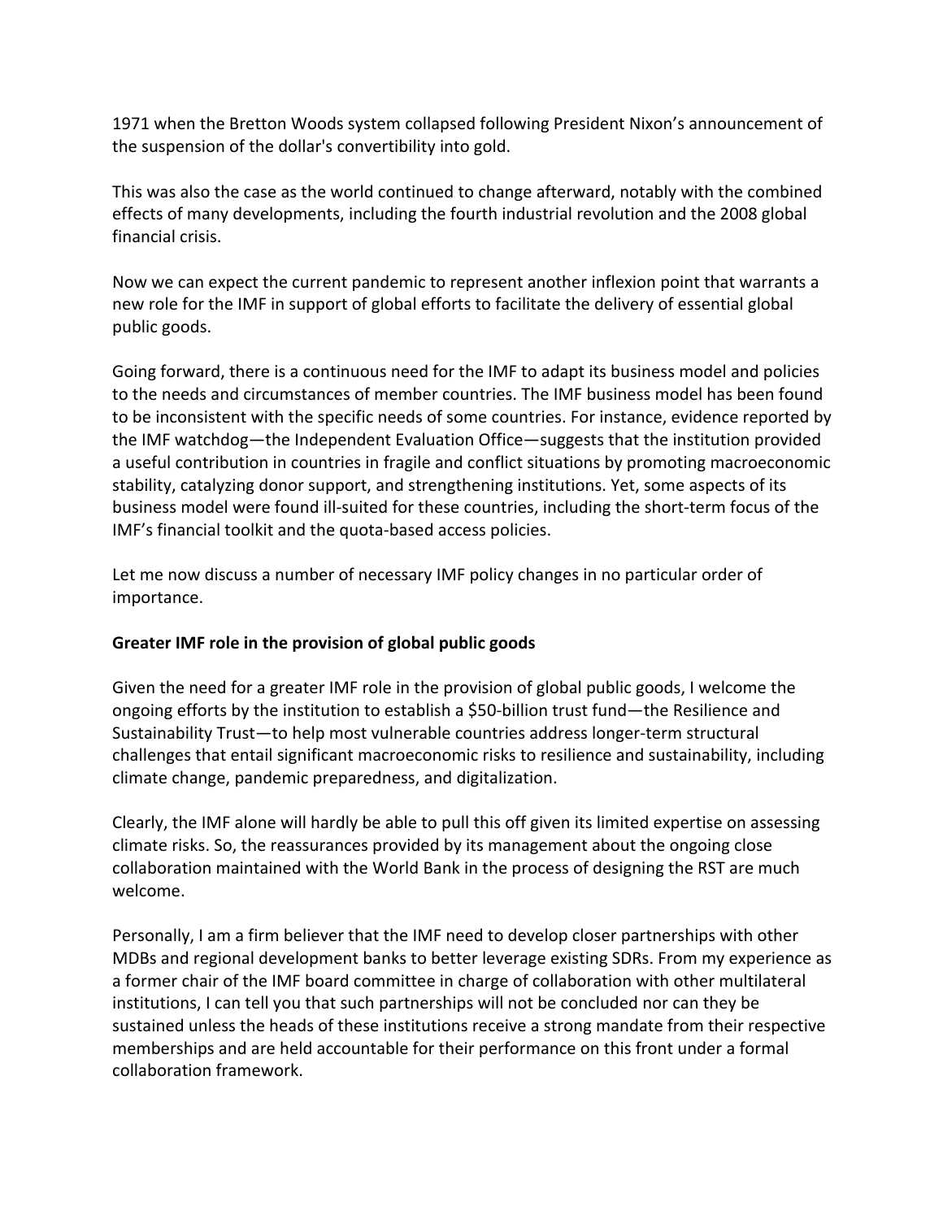1971 when the Bretton Woods system collapsed following President Nixon's announcement of the suspension of the dollar's convertibility into gold.

This was also the case as the world continued to change afterward, notably with the combined effects of many developments, including the fourth industrial revolution and the 2008 global financial crisis.

Now we can expect the current pandemic to represent another inflexion point that warrants a new role for the IMF in support of global efforts to facilitate the delivery of essential global public goods.

Going forward, there is a continuous need for the IMF to adapt its business model and policies to the needs and circumstances of member countries. The IMF business model has been found to be inconsistent with the specific needs of some countries. For instance, evidence reported by the IMF watchdog—the Independent Evaluation Office—suggests that the institution provided a useful contribution in countries in fragile and conflict situations by promoting macroeconomic stability, catalyzing donor support, and strengthening institutions. Yet, some aspects of its business model were found ill-suited for these countries, including the short-term focus of the IMF's financial toolkit and the quota-based access policies.

Let me now discuss a number of necessary IMF policy changes in no particular order of importance.

**Greater IMF role in the provision of global public goods**

Given the need for a greater IMF role in the provision of global public goods, I welcome the ongoing efforts by the institution to establish a $50-billion trust fund—the Resilience and Sustainability Trust—to help most vulnerable countries address longer-term structural challenges that entail significant macroeconomic risks to resilience and sustainability, including climate change, pandemic preparedness, and digitalization.

Clearly, the IMF alone will hardly be able to pull this off given its limited expertise on assessing climate risks. So, the reassurances provided by its management about the ongoing close collaboration maintained with the World Bank in the process of designing the RST are much welcome.

Personally, I am a firm believer that the IMF need to develop closer partnerships with other MDBs and regional development banks to better leverage existing SDRs. From my experience as a former chair of the IMF board committee in charge of collaboration with other multilateral institutions, I can tell you that such partnerships will not be concluded nor can they be sustained unless the heads of these institutions receive a strong mandate from their respective memberships and are held accountable for their performance on this front under a formal collaboration framework.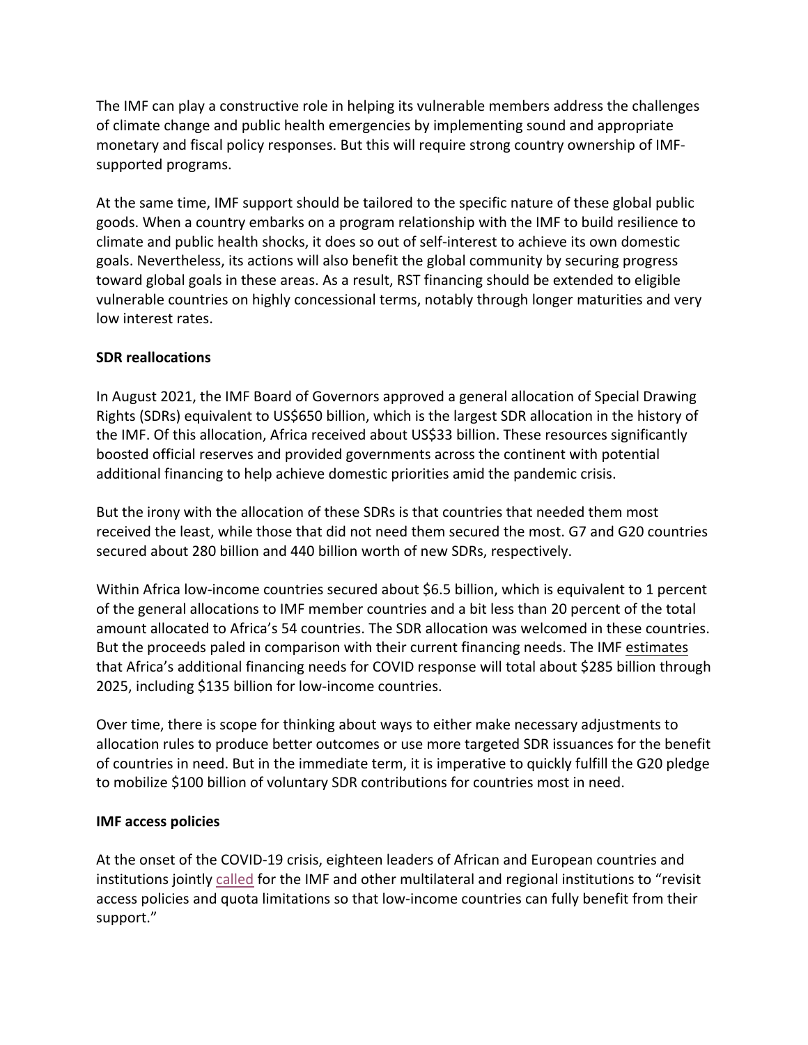The IMF can play a constructive role in helping its vulnerable members address the challenges of climate change and public health emergencies by implementing sound and appropriate monetary and fiscal policy responses. But this will require strong country ownership of IMF-supported programs.

At the same time, IMF support should be tailored to the specific nature of these global public goods. When a country embarks on a program relationship with the IMF to build resilience to climate and public health shocks, it does so out of self-interest to achieve its own domestic goals. Nevertheless, its actions will also benefit the global community by securing progress toward global goals in these areas. As a result, RST financing should be extended to eligible vulnerable countries on highly concessional terms, notably through longer maturities and very low interest rates.

**SDR reallocations**

In August 2021, the IMF Board of Governors approved a general allocation of Special Drawing Rights (SDRs) equivalent to US$650 billion, which is the largest SDR allocation in the history of the IMF. Of this allocation, Africa received about US$33 billion. These resources significantly boosted official reserves and provided governments across the continent with potential additional financing to help achieve domestic priorities amid the pandemic crisis.

But the irony with the allocation of these SDRs is that countries that needed them most received the least, while those that did not need them secured the most. G7 and G20 countries secured about 280 billion and 440 billion worth of new SDRs, respectively.

Within Africa low-income countries secured about $6.5 billion, which is equivalent to 1 percent of the general allocations to IMF member countries and a bit less than 20 percent of the total amount allocated to Africa's 54 countries. The SDR allocation was welcomed in these countries. But the proceeds paled in comparison with their current financing needs. The IMF estimates that Africa's additional financing needs for COVID response will total about $285 billion through 2025, including $135 billion for low-income countries.

Over time, there is scope for thinking about ways to either make necessary adjustments to allocation rules to produce better outcomes or use more targeted SDR issuances for the benefit of countries in need. But in the immediate term, it is imperative to quickly fulfill the G20 pledge to mobilize $100 billion of voluntary SDR contributions for countries most in need.

**IMF access policies**

At the onset of the COVID-19 crisis, eighteen leaders of African and European countries and institutions jointly called for the IMF and other multilateral and regional institutions to "revisit access policies and quota limitations so that low-income countries can fully benefit from their support."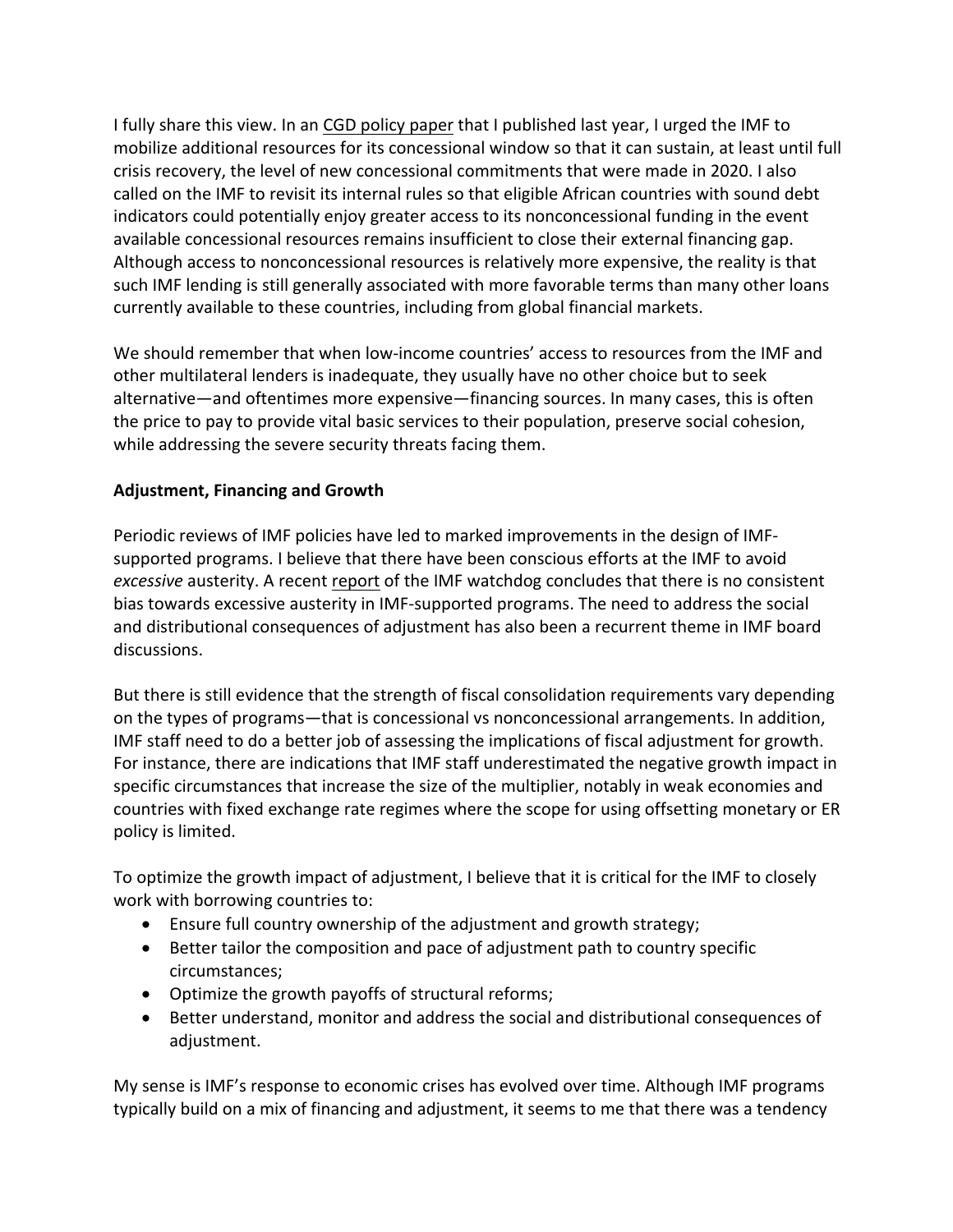I fully share this view. In an CGD policy paper that I published last year, I urged the IMF to mobilize additional resources for its concessional window so that it can sustain, at least until full crisis recovery, the level of new concessional commitments that were made in 2020. I also called on the IMF to revisit its internal rules so that eligible African countries with sound debt indicators could potentially enjoy greater access to its nonconcessional funding in the event available concessional resources remains insufficient to close their external financing gap. Although access to nonconcessional resources is relatively more expensive, the reality is that such IMF lending is still generally associated with more favorable terms than many other loans currently available to these countries, including from global financial markets.

We should remember that when low-income countries' access to resources from the IMF and other multilateral lenders is inadequate, they usually have no other choice but to seek alternative—and oftentimes more expensive—financing sources. In many cases, this is often the price to pay to provide vital basic services to their population, preserve social cohesion, while addressing the severe security threats facing them.

**Adjustment, Financing and Growth**

Periodic reviews of IMF policies have led to marked improvements in the design of IMF-supported programs. I believe that there have been conscious efforts at the IMF to avoid *excessive* austerity. A recent report of the IMF watchdog concludes that there is no consistent bias towards excessive austerity in IMF-supported programs. The need to address the social and distributional consequences of adjustment has also been a recurrent theme in IMF board discussions.

But there is still evidence that the strength of fiscal consolidation requirements vary depending on the types of programs—that is concessional vs nonconcessional arrangements. In addition, IMF staff need to do a better job of assessing the implications of fiscal adjustment for growth. For instance, there are indications that IMF staff underestimated the negative growth impact in specific circumstances that increase the size of the multiplier, notably in weak economies and countries with fixed exchange rate regimes where the scope for using offsetting monetary or ER policy is limited.

To optimize the growth impact of adjustment, I believe that it is critical for the IMF to closely work with borrowing countries to:

- Ensure full country ownership of the adjustment and growth strategy;
- Better tailor the composition and pace of adjustment path to country specific circumstances;
- Optimize the growth payoffs of structural reforms;
- Better understand, monitor and address the social and distributional consequences of adjustment.

My sense is IMF's response to economic crises has evolved over time. Although IMF programs typically build on a mix of financing and adjustment, it seems to me that there was a tendency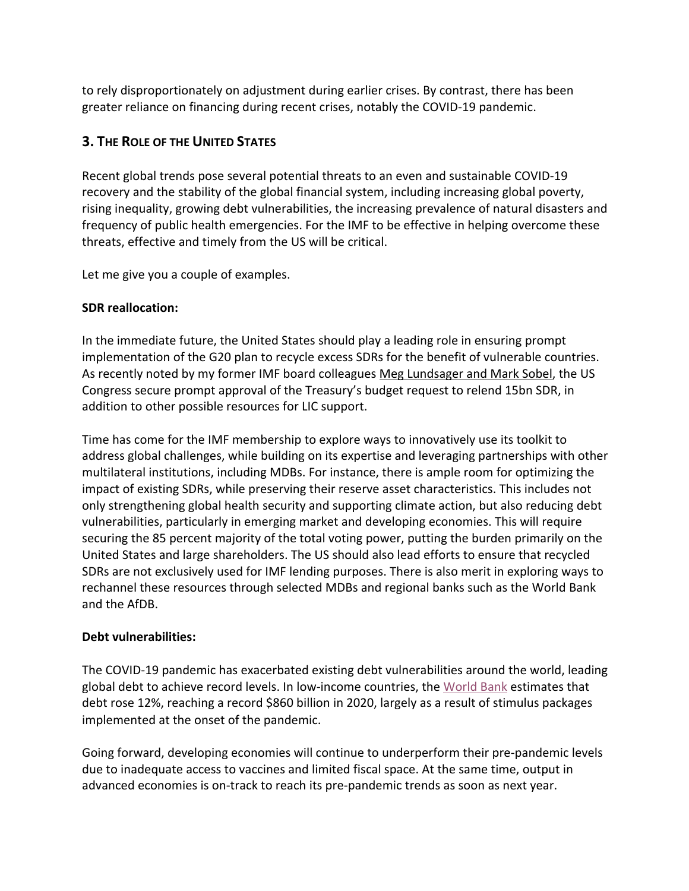to rely disproportionately on adjustment during earlier crises. By contrast, there has been greater reliance on financing during recent crises, notably the COVID-19 pandemic.

## 3. The Role of the United States

Recent global trends pose several potential threats to an even and sustainable COVID-19 recovery and the stability of the global financial system, including increasing global poverty, rising inequality, growing debt vulnerabilities, the increasing prevalence of natural disasters and frequency of public health emergencies. For the IMF to be effective in helping overcome these threats, effective and timely from the US will be critical.

Let me give you a couple of examples.

**SDR reallocation:**

In the immediate future, the United States should play a leading role in ensuring prompt implementation of the G20 plan to recycle excess SDRs for the benefit of vulnerable countries. As recently noted by my former IMF board colleagues Meg Lundsager and Mark Sobel, the US Congress secure prompt approval of the Treasury's budget request to relend 15bn SDR, in addition to other possible resources for LIC support.

Time has come for the IMF membership to explore ways to innovatively use its toolkit to address global challenges, while building on its expertise and leveraging partnerships with other multilateral institutions, including MDBs. For instance, there is ample room for optimizing the impact of existing SDRs, while preserving their reserve asset characteristics. This includes not only strengthening global health security and supporting climate action, but also reducing debt vulnerabilities, particularly in emerging market and developing economies. This will require securing the 85 percent majority of the total voting power, putting the burden primarily on the United States and large shareholders. The US should also lead efforts to ensure that recycled SDRs are not exclusively used for IMF lending purposes. There is also merit in exploring ways to rechannel these resources through selected MDBs and regional banks such as the World Bank and the AfDB.

**Debt vulnerabilities:**

The COVID-19 pandemic has exacerbated existing debt vulnerabilities around the world, leading global debt to achieve record levels. In low-income countries, the World Bank estimates that debt rose 12%, reaching a record $860 billion in 2020, largely as a result of stimulus packages implemented at the onset of the pandemic.

Going forward, developing economies will continue to underperform their pre-pandemic levels due to inadequate access to vaccines and limited fiscal space. At the same time, output in advanced economies is on-track to reach its pre-pandemic trends as soon as next year.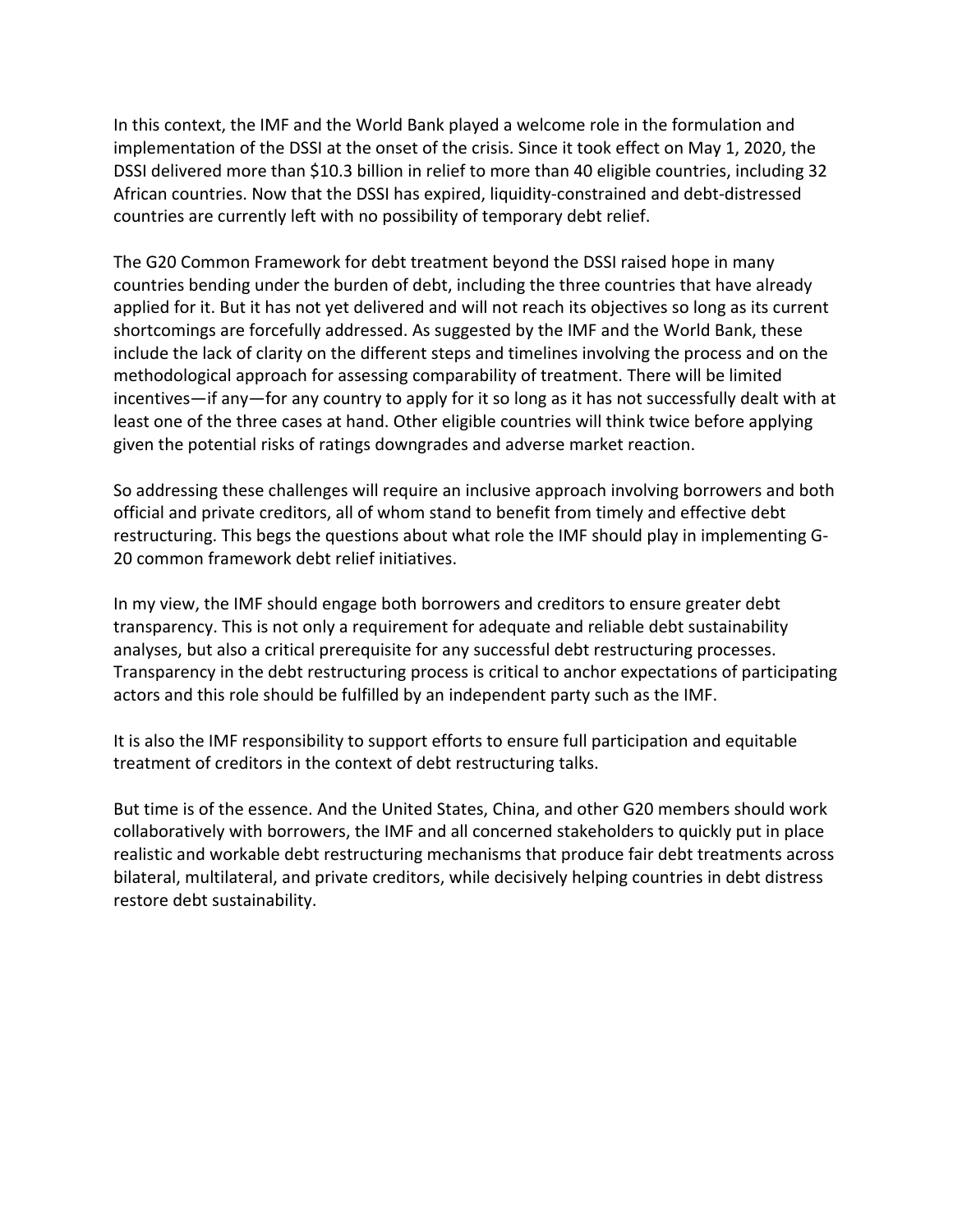In this context, the IMF and the World Bank played a welcome role in the formulation and implementation of the DSSI at the onset of the crisis. Since it took effect on May 1, 2020, the DSSI delivered more than $10.3 billion in relief to more than 40 eligible countries, including 32 African countries. Now that the DSSI has expired, liquidity-constrained and debt-distressed countries are currently left with no possibility of temporary debt relief.

The G20 Common Framework for debt treatment beyond the DSSI raised hope in many countries bending under the burden of debt, including the three countries that have already applied for it. But it has not yet delivered and will not reach its objectives so long as its current shortcomings are forcefully addressed. As suggested by the IMF and the World Bank, these include the lack of clarity on the different steps and timelines involving the process and on the methodological approach for assessing comparability of treatment. There will be limited incentives—if any—for any country to apply for it so long as it has not successfully dealt with at least one of the three cases at hand. Other eligible countries will think twice before applying given the potential risks of ratings downgrades and adverse market reaction.

So addressing these challenges will require an inclusive approach involving borrowers and both official and private creditors, all of whom stand to benefit from timely and effective debt restructuring. This begs the questions about what role the IMF should play in implementing G-20 common framework debt relief initiatives.

In my view, the IMF should engage both borrowers and creditors to ensure greater debt transparency. This is not only a requirement for adequate and reliable debt sustainability analyses, but also a critical prerequisite for any successful debt restructuring processes. Transparency in the debt restructuring process is critical to anchor expectations of participating actors and this role should be fulfilled by an independent party such as the IMF.

It is also the IMF responsibility to support efforts to ensure full participation and equitable treatment of creditors in the context of debt restructuring talks.

But time is of the essence. And the United States, China, and other G20 members should work collaboratively with borrowers, the IMF and all concerned stakeholders to quickly put in place realistic and workable debt restructuring mechanisms that produce fair debt treatments across bilateral, multilateral, and private creditors, while decisively helping countries in debt distress restore debt sustainability.